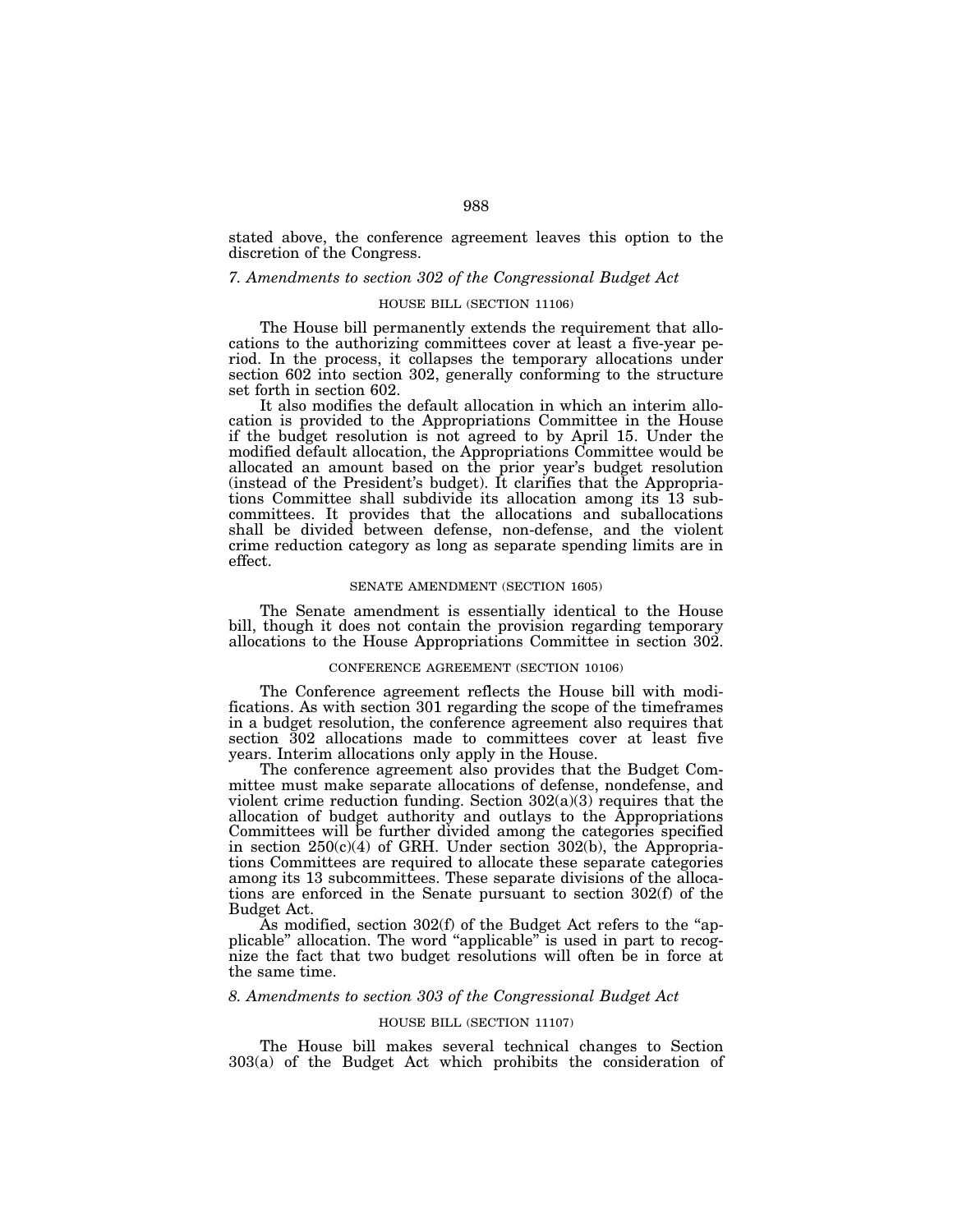stated above, the conference agreement leaves this option to the discretion of the Congress.

### *7. Amendments to section 302 of the Congressional Budget Act*

#### HOUSE BILL (SECTION 11106)

The House bill permanently extends the requirement that allocations to the authorizing committees cover at least a five-year period. In the process, it collapses the temporary allocations under section 602 into section 302, generally conforming to the structure set forth in section 602.

It also modifies the default allocation in which an interim allocation is provided to the Appropriations Committee in the House if the budget resolution is not agreed to by April 15. Under the modified default allocation, the Appropriations Committee would be allocated an amount based on the prior year's budget resolution (instead of the President's budget). It clarifies that the Appropriations Committee shall subdivide its allocation among its 13 subcommittees. It provides that the allocations and suballocations shall be divided between defense, non-defense, and the violent crime reduction category as long as separate spending limits are in effect.

#### SENATE AMENDMENT (SECTION 1605)

The Senate amendment is essentially identical to the House bill, though it does not contain the provision regarding temporary allocations to the House Appropriations Committee in section 302.

#### CONFERENCE AGREEMENT (SECTION 10106)

The Conference agreement reflects the House bill with modifications. As with section 301 regarding the scope of the timeframes in a budget resolution, the conference agreement also requires that section 302 allocations made to committees cover at least five years. Interim allocations only apply in the House.

The conference agreement also provides that the Budget Committee must make separate allocations of defense, nondefense, and violent crime reduction funding. Section 302(a)(3) requires that the allocation of budget authority and outlays to the Appropriations Committees will be further divided among the categories specified in section 250(c)(4) of GRH. Under section 302(b), the Appropriations Committees are required to allocate these separate categories among its 13 subcommittees. These separate divisions of the allocations are enforced in the Senate pursuant to section 302(f) of the Budget Act.

As modified, section 302(f) of the Budget Act refers to the "applicable" allocation. The word "applicable" is used in part to recognize the fact that two budget resolutions will often be in force at the same time.

### *8. Amendments to section 303 of the Congressional Budget Act*

#### HOUSE BILL (SECTION 11107)

The House bill makes several technical changes to Section 303(a) of the Budget Act which prohibits the consideration of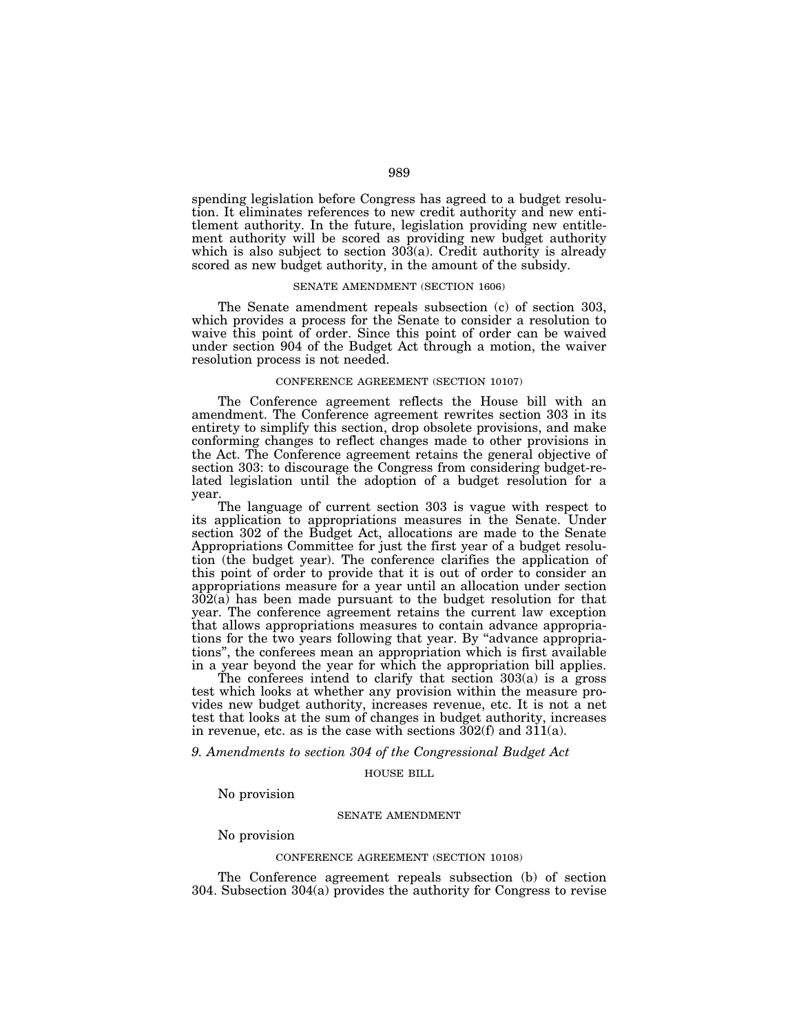spending legislation before Congress has agreed to a budget resolution. It eliminates references to new credit authority and new entitlement authority. In the future, legislation providing new entitlement authority will be scored as providing new budget authority which is also subject to section 303(a). Credit authority is already scored as new budget authority, in the amount of the subsidy.

SENATE AMENDMENT (SECTION 1606)

The Senate amendment repeals subsection (c) of section 303, which provides a process for the Senate to consider a resolution to waive this point of order. Since this point of order can be waived under section 904 of the Budget Act through a motion, the waiver resolution process is not needed.

CONFERENCE AGREEMENT (SECTION 10107)

The Conference agreement reflects the House bill with an amendment. The Conference agreement rewrites section 303 in its entirety to simplify this section, drop obsolete provisions, and make conforming changes to reflect changes made to other provisions in the Act. The Conference agreement retains the general objective of section 303: to discourage the Congress from considering budget-related legislation until the adoption of a budget resolution for a year.

The language of current section 303 is vague with respect to its application to appropriations measures in the Senate. Under section 302 of the Budget Act, allocations are made to the Senate Appropriations Committee for just the first year of a budget resolution (the budget year). The conference clarifies the application of this point of order to provide that it is out of order to consider an appropriations measure for a year until an allocation under section 302(a) has been made pursuant to the budget resolution for that year. The conference agreement retains the current law exception that allows appropriations measures to contain advance appropriations for the two years following that year. By "advance appropriations", the conferees mean an appropriation which is first available in a year beyond the year for which the appropriation bill applies.

The conferees intend to clarify that section 303(a) is a gross test which looks at whether any provision within the measure provides new budget authority, increases revenue, etc. It is not a net test that looks at the sum of changes in budget authority, increases in revenue, etc. as is the case with sections 302(f) and 311(a).

*9. Amendments to section 304 of the Congressional Budget Act*

HOUSE BILL

No provision

SENATE AMENDMENT

No provision

CONFERENCE AGREEMENT (SECTION 10108)

The Conference agreement repeals subsection (b) of section 304. Subsection 304(a) provides the authority for Congress to revise